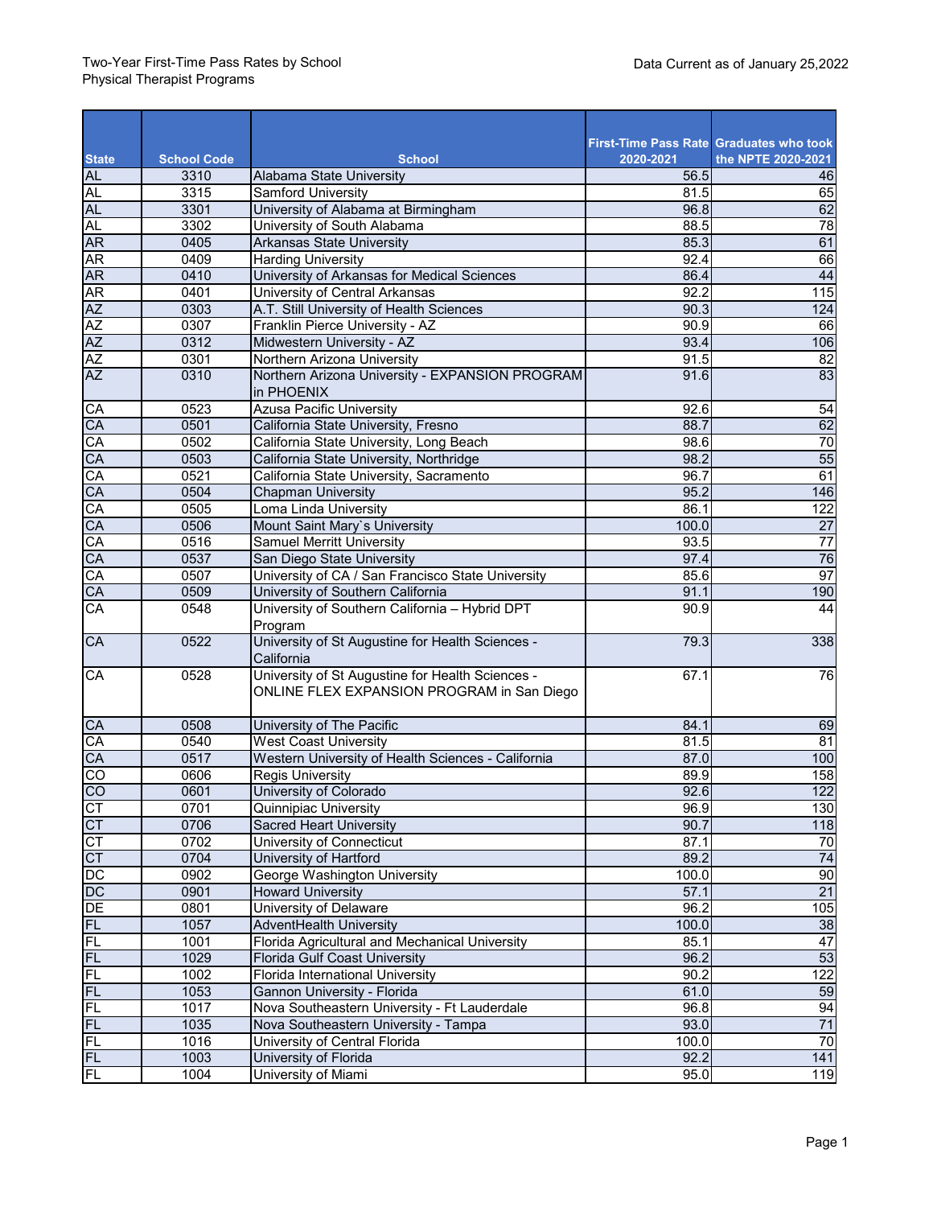Two-Year First-Time Pass Rates by School
Physical Therapist Programs

Data Current as of January 25,2022

| State | School Code | School | First-Time Pass Rate 2020-2021 | Graduates who took the NPTE 2020-2021 |
|---|---|---|---|---|
| AL | 3310 | Alabama State University | 56.5 | 46 |
| AL | 3315 | Samford University | 81.5 | 65 |
| AL | 3301 | University of Alabama at Birmingham | 96.8 | 62 |
| AL | 3302 | University of South Alabama | 88.5 | 78 |
| AR | 0405 | Arkansas State University | 85.3 | 61 |
| AR | 0409 | Harding University | 92.4 | 66 |
| AR | 0410 | University of Arkansas for Medical Sciences | 86.4 | 44 |
| AR | 0401 | University of Central Arkansas | 92.2 | 115 |
| AZ | 0303 | A.T. Still University of Health Sciences | 90.3 | 124 |
| AZ | 0307 | Franklin Pierce University - AZ | 90.9 | 66 |
| AZ | 0312 | Midwestern University - AZ | 93.4 | 106 |
| AZ | 0301 | Northern Arizona University | 91.5 | 82 |
| AZ | 0310 | Northern Arizona University - EXPANSION PROGRAM in PHOENIX | 91.6 | 83 |
| CA | 0523 | Azusa Pacific University | 92.6 | 54 |
| CA | 0501 | California State University, Fresno | 88.7 | 62 |
| CA | 0502 | California State University, Long Beach | 98.6 | 70 |
| CA | 0503 | California State University, Northridge | 98.2 | 55 |
| CA | 0521 | California State University, Sacramento | 96.7 | 61 |
| CA | 0504 | Chapman University | 95.2 | 146 |
| CA | 0505 | Loma Linda University | 86.1 | 122 |
| CA | 0506 | Mount Saint Mary`s University | 100.0 | 27 |
| CA | 0516 | Samuel Merritt University | 93.5 | 77 |
| CA | 0537 | San Diego State University | 97.4 | 76 |
| CA | 0507 | University of CA / San Francisco State University | 85.6 | 97 |
| CA | 0509 | University of Southern California | 91.1 | 190 |
| CA | 0548 | University of Southern California – Hybrid DPT Program | 90.9 | 44 |
| CA | 0522 | University of St Augustine for Health Sciences - California | 79.3 | 338 |
| CA | 0528 | University of St Augustine for Health Sciences - ONLINE FLEX EXPANSION PROGRAM in San Diego | 67.1 | 76 |
| CA | 0508 | University of The Pacific | 84.1 | 69 |
| CA | 0540 | West Coast University | 81.5 | 81 |
| CA | 0517 | Western University of Health Sciences - California | 87.0 | 100 |
| CO | 0606 | Regis University | 89.9 | 158 |
| CO | 0601 | University of Colorado | 92.6 | 122 |
| CT | 0701 | Quinnipiac University | 96.9 | 130 |
| CT | 0706 | Sacred Heart University | 90.7 | 118 |
| CT | 0702 | University of Connecticut | 87.1 | 70 |
| CT | 0704 | University of Hartford | 89.2 | 74 |
| DC | 0902 | George Washington University | 100.0 | 90 |
| DC | 0901 | Howard University | 57.1 | 21 |
| DE | 0801 | University of Delaware | 96.2 | 105 |
| FL | 1057 | AdventHealth University | 100.0 | 38 |
| FL | 1001 | Florida Agricultural and Mechanical University | 85.1 | 47 |
| FL | 1029 | Florida Gulf Coast University | 96.2 | 53 |
| FL | 1002 | Florida International University | 90.2 | 122 |
| FL | 1053 | Gannon University - Florida | 61.0 | 59 |
| FL | 1017 | Nova Southeastern University - Ft Lauderdale | 96.8 | 94 |
| FL | 1035 | Nova Southeastern University - Tampa | 93.0 | 71 |
| FL | 1016 | University of Central Florida | 100.0 | 70 |
| FL | 1003 | University of Florida | 92.2 | 141 |
| FL | 1004 | University of Miami | 95.0 | 119 |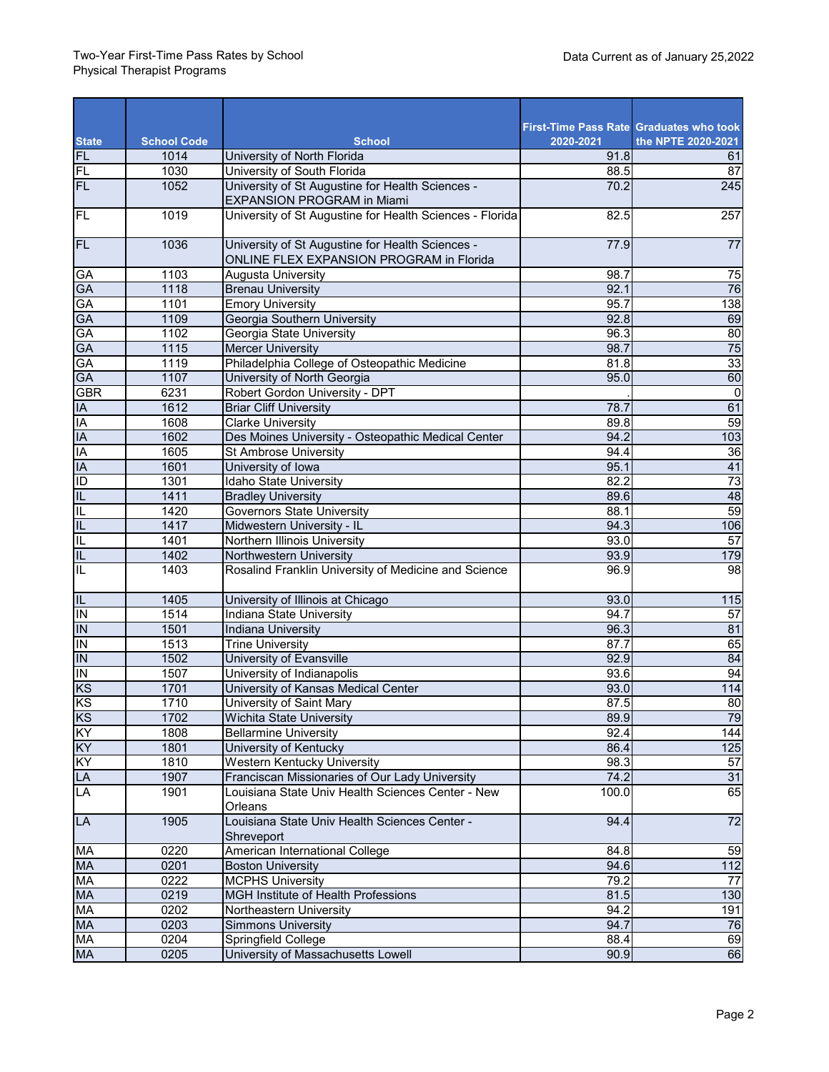Two-Year First-Time Pass Rates by School
Physical Therapist Programs

Data Current as of January 25,2022

| State | School Code | School | First-Time Pass Rate 2020-2021 | Graduates who took the NPTE 2020-2021 |
|---|---|---|---|---|
| FL | 1014 | University of North Florida | 91.8 | 61 |
| FL | 1030 | University of South Florida | 88.5 | 87 |
| FL | 1052 | University of St Augustine for Health Sciences - EXPANSION PROGRAM in Miami | 70.2 | 245 |
| FL | 1019 | University of St Augustine for Health Sciences - Florida | 82.5 | 257 |
| FL | 1036 | University of St Augustine for Health Sciences - ONLINE FLEX EXPANSION PROGRAM in Florida | 77.9 | 77 |
| GA | 1103 | Augusta University | 98.7 | 75 |
| GA | 1118 | Brenau University | 92.1 | 76 |
| GA | 1101 | Emory University | 95.7 | 138 |
| GA | 1109 | Georgia Southern University | 92.8 | 69 |
| GA | 1102 | Georgia State University | 96.3 | 80 |
| GA | 1115 | Mercer University | 98.7 | 75 |
| GA | 1119 | Philadelphia College of Osteopathic Medicine | 81.8 | 33 |
| GA | 1107 | University of North Georgia | 95.0 | 60 |
| GBR | 6231 | Robert Gordon University - DPT | . | 0 |
| IA | 1612 | Briar Cliff University | 78.7 | 61 |
| IA | 1608 | Clarke University | 89.8 | 59 |
| IA | 1602 | Des Moines University - Osteopathic Medical Center | 94.2 | 103 |
| IA | 1605 | St Ambrose University | 94.4 | 36 |
| IA | 1601 | University of Iowa | 95.1 | 41 |
| ID | 1301 | Idaho State University | 82.2 | 73 |
| IL | 1411 | Bradley University | 89.6 | 48 |
| IL | 1420 | Governors State University | 88.1 | 59 |
| IL | 1417 | Midwestern University - IL | 94.3 | 106 |
| IL | 1401 | Northern Illinois University | 93.0 | 57 |
| IL | 1402 | Northwestern University | 93.9 | 179 |
| IL | 1403 | Rosalind Franklin University of Medicine and Science | 96.9 | 98 |
| IL | 1405 | University of Illinois at Chicago | 93.0 | 115 |
| IN | 1514 | Indiana State University | 94.7 | 57 |
| IN | 1501 | Indiana University | 96.3 | 81 |
| IN | 1513 | Trine University | 87.7 | 65 |
| IN | 1502 | University of Evansville | 92.9 | 84 |
| IN | 1507 | University of Indianapolis | 93.6 | 94 |
| KS | 1701 | University of Kansas Medical Center | 93.0 | 114 |
| KS | 1710 | University of Saint Mary | 87.5 | 80 |
| KS | 1702 | Wichita State University | 89.9 | 79 |
| KY | 1808 | Bellarmine University | 92.4 | 144 |
| KY | 1801 | University of Kentucky | 86.4 | 125 |
| KY | 1810 | Western Kentucky University | 98.3 | 57 |
| LA | 1907 | Franciscan Missionaries of Our Lady University | 74.2 | 31 |
| LA | 1901 | Louisiana State Univ Health Sciences Center - New Orleans | 100.0 | 65 |
| LA | 1905 | Louisiana State Univ Health Sciences Center - Shreveport | 94.4 | 72 |
| MA | 0220 | American International College | 84.8 | 59 |
| MA | 0201 | Boston University | 94.6 | 112 |
| MA | 0222 | MCPHS University | 79.2 | 77 |
| MA | 0219 | MGH Institute of Health Professions | 81.5 | 130 |
| MA | 0202 | Northeastern University | 94.2 | 191 |
| MA | 0203 | Simmons University | 94.7 | 76 |
| MA | 0204 | Springfield College | 88.4 | 69 |
| MA | 0205 | University of Massachusetts Lowell | 90.9 | 66 |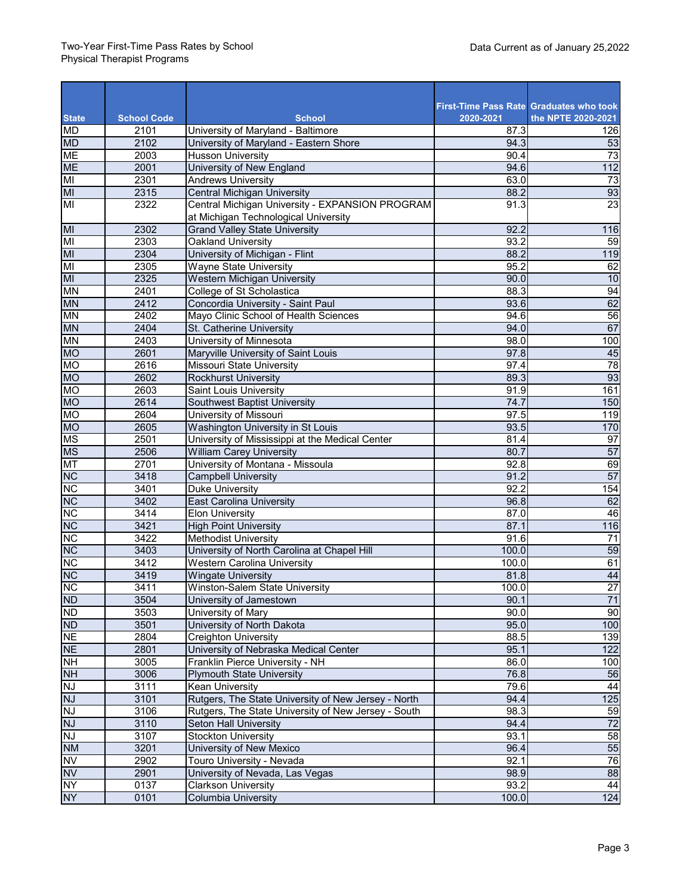Two-Year First-Time Pass Rates by School
Physical Therapist Programs

Data Current as of January 25,2022

| State | School Code | School | First-Time Pass Rate 2020-2021 | Graduates who took the NPTE 2020-2021 |
|---|---|---|---|---|
| MD | 2101 | University of Maryland - Baltimore | 87.3 | 126 |
| MD | 2102 | University of Maryland - Eastern Shore | 94.3 | 53 |
| ME | 2003 | Husson University | 90.4 | 73 |
| ME | 2001 | University of New England | 94.6 | 112 |
| MI | 2301 | Andrews University | 63.0 | 73 |
| MI | 2315 | Central Michigan University | 88.2 | 93 |
| MI | 2322 | Central Michigan University - EXPANSION PROGRAM at Michigan Technological University | 91.3 | 23 |
| MI | 2302 | Grand Valley State University | 92.2 | 116 |
| MI | 2303 | Oakland University | 93.2 | 59 |
| MI | 2304 | University of Michigan - Flint | 88.2 | 119 |
| MI | 2305 | Wayne State University | 95.2 | 62 |
| MI | 2325 | Western Michigan University | 90.0 | 10 |
| MN | 2401 | College of St Scholastica | 88.3 | 94 |
| MN | 2412 | Concordia University - Saint Paul | 93.6 | 62 |
| MN | 2402 | Mayo Clinic School of Health Sciences | 94.6 | 56 |
| MN | 2404 | St. Catherine University | 94.0 | 67 |
| MN | 2403 | University of Minnesota | 98.0 | 100 |
| MO | 2601 | Maryville University of Saint Louis | 97.8 | 45 |
| MO | 2616 | Missouri State University | 97.4 | 78 |
| MO | 2602 | Rockhurst University | 89.3 | 93 |
| MO | 2603 | Saint Louis University | 91.9 | 161 |
| MO | 2614 | Southwest Baptist University | 74.7 | 150 |
| MO | 2604 | University of Missouri | 97.5 | 119 |
| MO | 2605 | Washington University in St Louis | 93.5 | 170 |
| MS | 2501 | University of Mississippi at the Medical Center | 81.4 | 97 |
| MS | 2506 | William Carey University | 80.7 | 57 |
| MT | 2701 | University of Montana - Missoula | 92.8 | 69 |
| NC | 3418 | Campbell University | 91.2 | 57 |
| NC | 3401 | Duke University | 92.2 | 154 |
| NC | 3402 | East Carolina University | 96.8 | 62 |
| NC | 3414 | Elon University | 87.0 | 46 |
| NC | 3421 | High Point University | 87.1 | 116 |
| NC | 3422 | Methodist University | 91.6 | 71 |
| NC | 3403 | University of North Carolina at Chapel Hill | 100.0 | 59 |
| NC | 3412 | Western Carolina University | 100.0 | 61 |
| NC | 3419 | Wingate University | 81.8 | 44 |
| NC | 3411 | Winston-Salem State University | 100.0 | 27 |
| ND | 3504 | University of Jamestown | 90.1 | 71 |
| ND | 3503 | University of Mary | 90.0 | 90 |
| ND | 3501 | University of North Dakota | 95.0 | 100 |
| NE | 2804 | Creighton University | 88.5 | 139 |
| NE | 2801 | University of Nebraska Medical Center | 95.1 | 122 |
| NH | 3005 | Franklin Pierce University - NH | 86.0 | 100 |
| NH | 3006 | Plymouth State University | 76.8 | 56 |
| NJ | 3111 | Kean University | 79.6 | 44 |
| NJ | 3101 | Rutgers, The State University of New Jersey - North | 94.4 | 125 |
| NJ | 3106 | Rutgers, The State University of New Jersey - South | 98.3 | 59 |
| NJ | 3110 | Seton Hall University | 94.4 | 72 |
| NJ | 3107 | Stockton University | 93.1 | 58 |
| NM | 3201 | University of New Mexico | 96.4 | 55 |
| NV | 2902 | Touro University - Nevada | 92.1 | 76 |
| NV | 2901 | University of Nevada, Las Vegas | 98.9 | 88 |
| NY | 0137 | Clarkson University | 93.2 | 44 |
| NY | 0101 | Columbia University | 100.0 | 124 |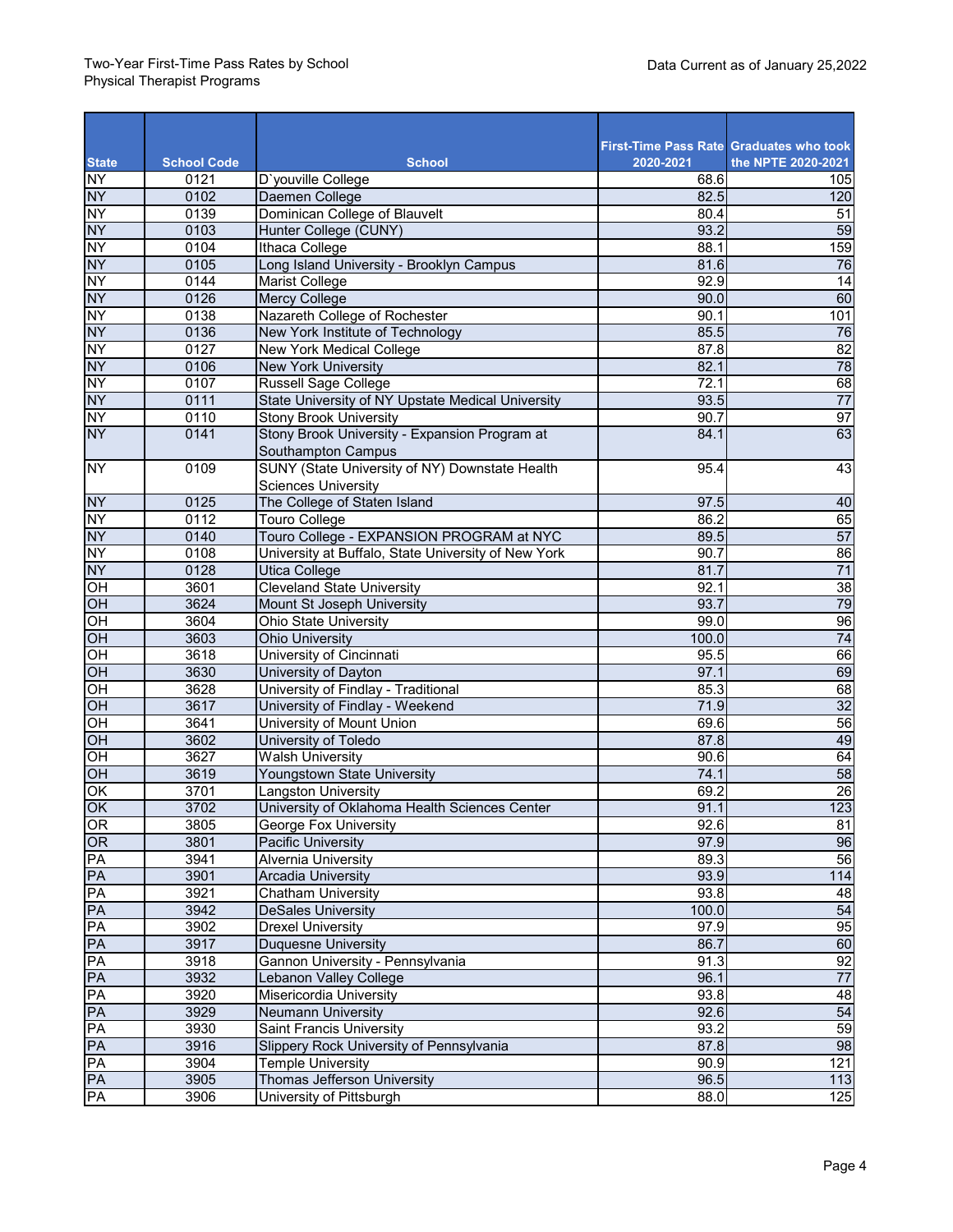| State | School Code | School | First-Time Pass Rate 2020-2021 | Graduates who took the NPTE 2020-2021 |
|---|---|---|---|---|
| NY | 0121 | D`youville College | 68.6 | 105 |
| NY | 0102 | Daemen College | 82.5 | 120 |
| NY | 0139 | Dominican College of Blauvelt | 80.4 | 51 |
| NY | 0103 | Hunter College (CUNY) | 93.2 | 59 |
| NY | 0104 | Ithaca College | 88.1 | 159 |
| NY | 0105 | Long Island University - Brooklyn Campus | 81.6 | 76 |
| NY | 0144 | Marist College | 92.9 | 14 |
| NY | 0126 | Mercy College | 90.0 | 60 |
| NY | 0138 | Nazareth College of Rochester | 90.1 | 101 |
| NY | 0136 | New York Institute of Technology | 85.5 | 76 |
| NY | 0127 | New York Medical College | 87.8 | 82 |
| NY | 0106 | New York University | 82.1 | 78 |
| NY | 0107 | Russell Sage College | 72.1 | 68 |
| NY | 0111 | State University of NY Upstate Medical University | 93.5 | 77 |
| NY | 0110 | Stony Brook University | 90.7 | 97 |
| NY | 0141 | Stony Brook University - Expansion Program at Southampton Campus | 84.1 | 63 |
| NY | 0109 | SUNY (State University of NY) Downstate Health Sciences University | 95.4 | 43 |
| NY | 0125 | The College of Staten Island | 97.5 | 40 |
| NY | 0112 | Touro College | 86.2 | 65 |
| NY | 0140 | Touro College - EXPANSION PROGRAM at NYC | 89.5 | 57 |
| NY | 0108 | University at Buffalo, State University of New York | 90.7 | 86 |
| NY | 0128 | Utica College | 81.7 | 71 |
| OH | 3601 | Cleveland State University | 92.1 | 38 |
| OH | 3624 | Mount St Joseph University | 93.7 | 79 |
| OH | 3604 | Ohio State University | 99.0 | 96 |
| OH | 3603 | Ohio University | 100.0 | 74 |
| OH | 3618 | University of Cincinnati | 95.5 | 66 |
| OH | 3630 | University of Dayton | 97.1 | 69 |
| OH | 3628 | University of Findlay - Traditional | 85.3 | 68 |
| OH | 3617 | University of Findlay - Weekend | 71.9 | 32 |
| OH | 3641 | University of Mount Union | 69.6 | 56 |
| OH | 3602 | University of Toledo | 87.8 | 49 |
| OH | 3627 | Walsh University | 90.6 | 64 |
| OH | 3619 | Youngstown State University | 74.1 | 58 |
| OK | 3701 | Langston University | 69.2 | 26 |
| OK | 3702 | University of Oklahoma Health Sciences Center | 91.1 | 123 |
| OR | 3805 | George Fox University | 92.6 | 81 |
| OR | 3801 | Pacific University | 97.9 | 96 |
| PA | 3941 | Alvernia University | 89.3 | 56 |
| PA | 3901 | Arcadia University | 93.9 | 114 |
| PA | 3921 | Chatham University | 93.8 | 48 |
| PA | 3942 | DeSales University | 100.0 | 54 |
| PA | 3902 | Drexel University | 97.9 | 95 |
| PA | 3917 | Duquesne University | 86.7 | 60 |
| PA | 3918 | Gannon University - Pennsylvania | 91.3 | 92 |
| PA | 3932 | Lebanon Valley College | 96.1 | 77 |
| PA | 3920 | Misericordia University | 93.8 | 48 |
| PA | 3929 | Neumann University | 92.6 | 54 |
| PA | 3930 | Saint Francis University | 93.2 | 59 |
| PA | 3916 | Slippery Rock University of Pennsylvania | 87.8 | 98 |
| PA | 3904 | Temple University | 90.9 | 121 |
| PA | 3905 | Thomas Jefferson University | 96.5 | 113 |
| PA | 3906 | University of Pittsburgh | 88.0 | 125 |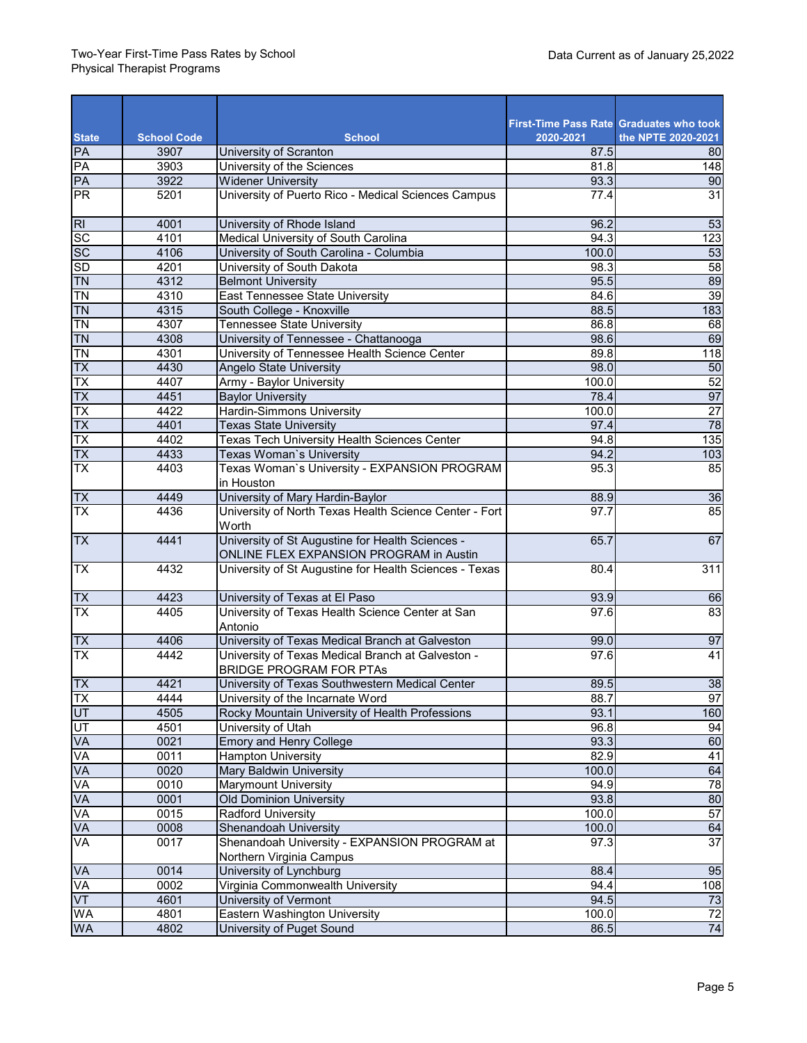Two-Year First-Time Pass Rates by School
Physical Therapist Programs

Data Current as of January 25,2022

| State | School Code | School | First-Time Pass Rate 2020-2021 | Graduates who took the NPTE 2020-2021 |
|---|---|---|---|---|
| PA | 3907 | University of Scranton | 87.5 | 80 |
| PA | 3903 | University of the Sciences | 81.8 | 148 |
| PA | 3922 | Widener University | 93.3 | 90 |
| PR | 5201 | University of Puerto Rico - Medical Sciences Campus | 77.4 | 31 |
| RI | 4001 | University of Rhode Island | 96.2 | 53 |
| SC | 4101 | Medical University of South Carolina | 94.3 | 123 |
| SC | 4106 | University of South Carolina - Columbia | 100.0 | 53 |
| SD | 4201 | University of South Dakota | 98.3 | 58 |
| TN | 4312 | Belmont University | 95.5 | 89 |
| TN | 4310 | East Tennessee State University | 84.6 | 39 |
| TN | 4315 | South College - Knoxville | 88.5 | 183 |
| TN | 4307 | Tennessee State University | 86.8 | 68 |
| TN | 4308 | University of Tennessee - Chattanooga | 98.6 | 69 |
| TN | 4301 | University of Tennessee Health Science Center | 89.8 | 118 |
| TX | 4430 | Angelo State University | 98.0 | 50 |
| TX | 4407 | Army - Baylor University | 100.0 | 52 |
| TX | 4451 | Baylor University | 78.4 | 97 |
| TX | 4422 | Hardin-Simmons University | 100.0 | 27 |
| TX | 4401 | Texas State University | 97.4 | 78 |
| TX | 4402 | Texas Tech University Health Sciences Center | 94.8 | 135 |
| TX | 4433 | Texas Woman`s University | 94.2 | 103 |
| TX | 4403 | Texas Woman`s University - EXPANSION PROGRAM in Houston | 95.3 | 85 |
| TX | 4449 | University of Mary Hardin-Baylor | 88.9 | 36 |
| TX | 4436 | University of North Texas Health Science Center - Fort Worth | 97.7 | 85 |
| TX | 4441 | University of St Augustine for Health Sciences - ONLINE FLEX EXPANSION PROGRAM in Austin | 65.7 | 67 |
| TX | 4432 | University of St Augustine for Health Sciences - Texas | 80.4 | 311 |
| TX | 4423 | University of Texas at El Paso | 93.9 | 66 |
| TX | 4405 | University of Texas Health Science Center at San Antonio | 97.6 | 83 |
| TX | 4406 | University of Texas Medical Branch at Galveston | 99.0 | 97 |
| TX | 4442 | University of Texas Medical Branch at Galveston - BRIDGE PROGRAM FOR PTAs | 97.6 | 41 |
| TX | 4421 | University of Texas Southwestern Medical Center | 89.5 | 38 |
| TX | 4444 | University of the Incarnate Word | 88.7 | 97 |
| UT | 4505 | Rocky Mountain University of Health Professions | 93.1 | 160 |
| UT | 4501 | University of Utah | 96.8 | 94 |
| VA | 0021 | Emory and Henry College | 93.3 | 60 |
| VA | 0011 | Hampton University | 82.9 | 41 |
| VA | 0020 | Mary Baldwin University | 100.0 | 64 |
| VA | 0010 | Marymount University | 94.9 | 78 |
| VA | 0001 | Old Dominion University | 93.8 | 80 |
| VA | 0015 | Radford University | 100.0 | 57 |
| VA | 0008 | Shenandoah University | 100.0 | 64 |
| VA | 0017 | Shenandoah University - EXPANSION PROGRAM at Northern Virginia Campus | 97.3 | 37 |
| VA | 0014 | University of Lynchburg | 88.4 | 95 |
| VA | 0002 | Virginia Commonwealth University | 94.4 | 108 |
| VT | 4601 | University of Vermont | 94.5 | 73 |
| WA | 4801 | Eastern Washington University | 100.0 | 72 |
| WA | 4802 | University of Puget Sound | 86.5 | 74 |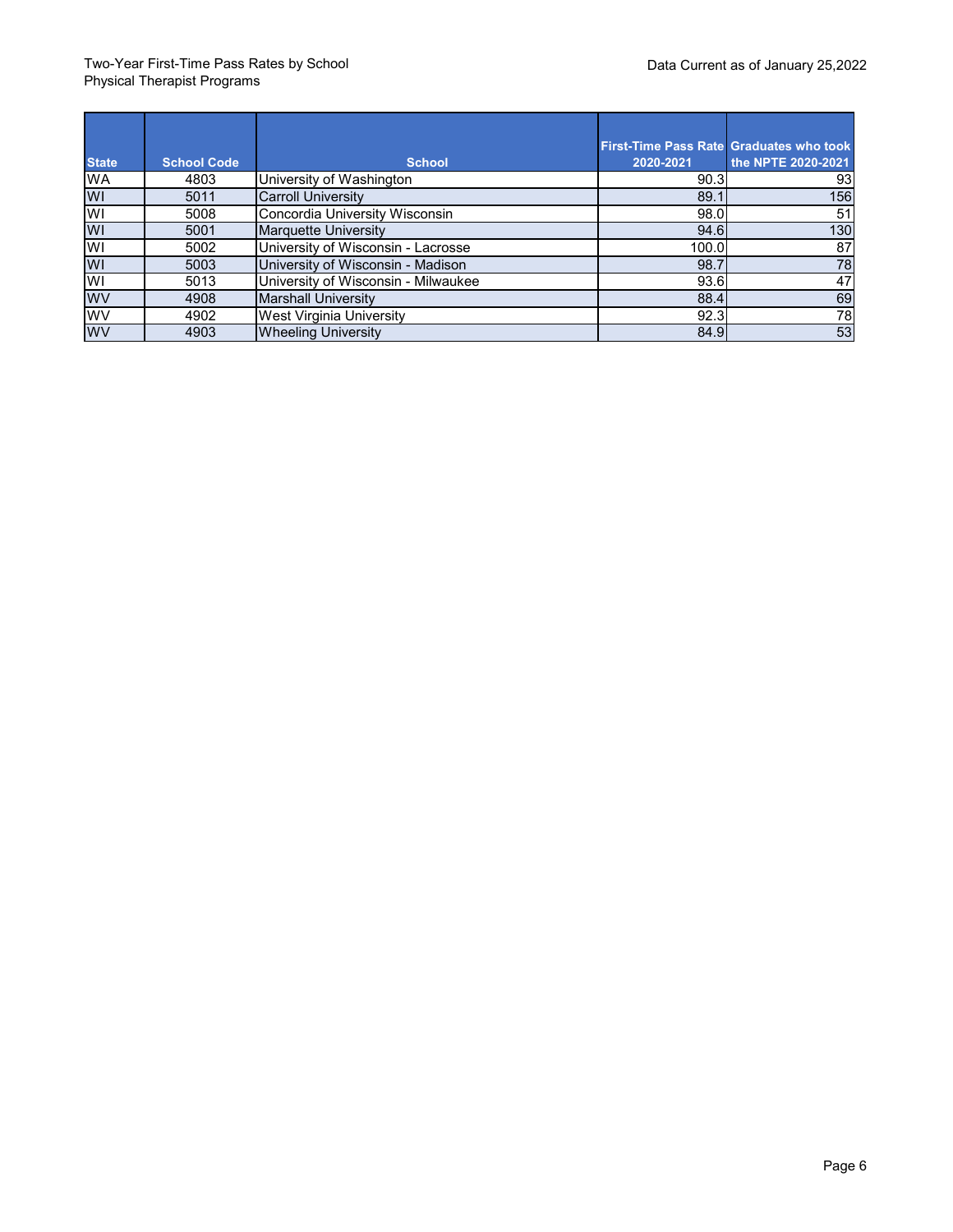| State | School Code | School | First-Time Pass Rate 2020-2021 | Graduates who took the NPTE 2020-2021 |
|---|---|---|---|---|
| WA | 4803 | University of Washington | 90.3 | 93 |
| WI | 5011 | Carroll University | 89.1 | 156 |
| WI | 5008 | Concordia University Wisconsin | 98.0 | 51 |
| WI | 5001 | Marquette University | 94.6 | 130 |
| WI | 5002 | University of Wisconsin - Lacrosse | 100.0 | 87 |
| WI | 5003 | University of Wisconsin - Madison | 98.7 | 78 |
| WI | 5013 | University of Wisconsin - Milwaukee | 93.6 | 47 |
| WV | 4908 | Marshall University | 88.4 | 69 |
| WV | 4902 | West Virginia University | 92.3 | 78 |
| WV | 4903 | Wheeling University | 84.9 | 53 |